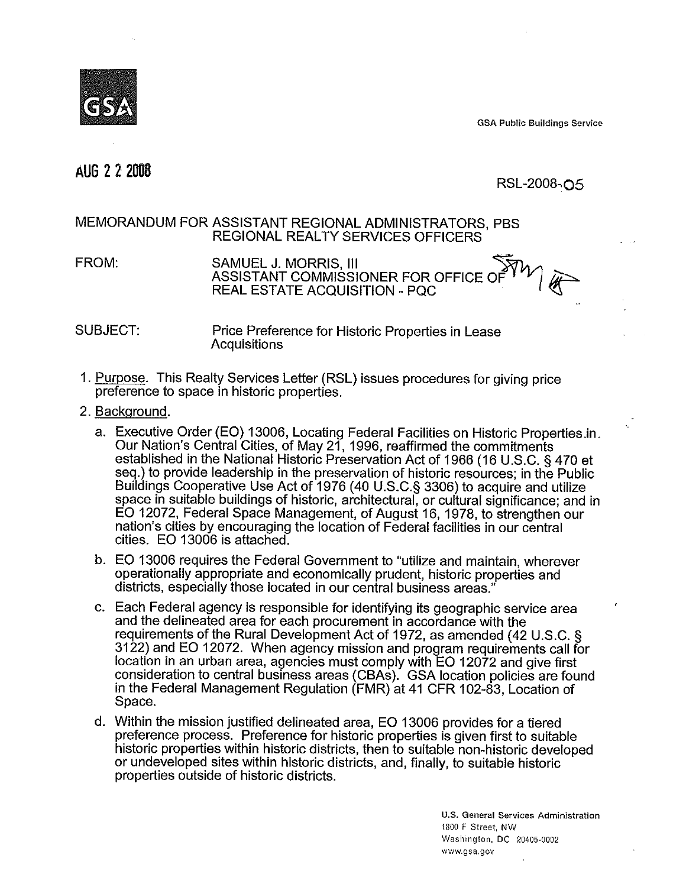GSA

GSA Public Buildings Service

AUG 2 2 2008

RSL-2008-05

MEMORANDUM FOR ASSISTANT REGIONAL ADMINISTRATORS, PBS
REGIONAL REALTY SERVICES OFFICERS

FROM: SAMUEL J. MORRIS, III
ASSISTANT COMMISSIONER FOR OFFICE OF
REAL ESTATE ACQUISITION - PQC

SUBJECT: Price Preference for Historic Properties in Lease Acquisitions

1. Purpose. This Realty Services Letter (RSL) issues procedures for giving price preference to space in historic properties.

2. Background.

   a. Executive Order (EO) 13006, Locating Federal Facilities on Historic Properties in Our Nation's Central Cities, of May 21, 1996, reaffirmed the commitments established in the National Historic Preservation Act of 1966 (16 U.S.C. § 470 et seq.) to provide leadership in the preservation of historic resources; in the Public Buildings Cooperative Use Act of 1976 (40 U.S.C.§ 3306) to acquire and utilize space in suitable buildings of historic, architectural, or cultural significance; and in EO 12072, Federal Space Management, of August 16, 1978, to strengthen our nation's cities by encouraging the location of Federal facilities in our central cities. EO 13006 is attached.

   b. EO 13006 requires the Federal Government to "utilize and maintain, wherever operationally appropriate and economically prudent, historic properties and districts, especially those located in our central business areas."

   c. Each Federal agency is responsible for identifying its geographic service area and the delineated area for each procurement in accordance with the requirements of the Rural Development Act of 1972, as amended (42 U.S.C. § 3122) and EO 12072. When agency mission and program requirements call for location in an urban area, agencies must comply with EO 12072 and give first consideration to central business areas (CBAs). GSA location policies are found in the Federal Management Regulation (FMR) at 41 CFR 102-83, Location of Space.

   d. Within the mission justified delineated area, EO 13006 provides for a tiered preference process. Preference for historic properties is given first to suitable historic properties within historic districts, then to suitable non-historic developed or undeveloped sites within historic districts, and, finally, to suitable historic properties outside of historic districts.

U.S. General Services Administration
1800 F Street, NW
Washington, DC 20405-0002
www.gsa.gov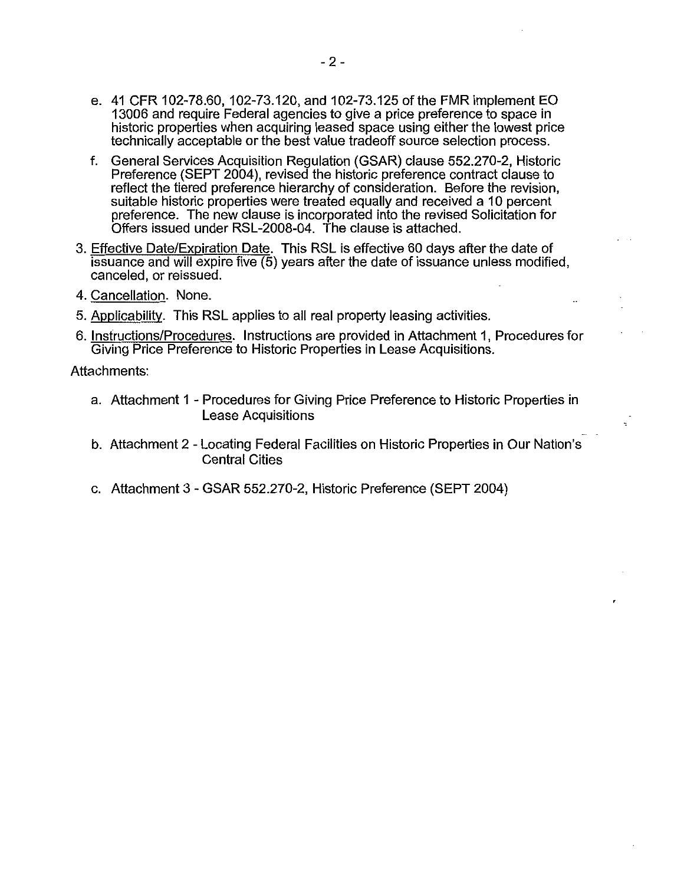e. 41 CFR 102-78.60, 102-73.120, and 102-73.125 of the FMR implement EO 13006 and require Federal agencies to give a price preference to space in historic properties when acquiring leased space using either the lowest price technically acceptable or the best value tradeoff source selection process.

f. General Services Acquisition Regulation (GSAR) clause 552.270-2, Historic Preference (SEPT 2004), revised the historic preference contract clause to reflect the tiered preference hierarchy of consideration. Before the revision, suitable historic properties were treated equally and received a 10 percent preference. The new clause is incorporated into the revised Solicitation for Offers issued under RSL-2008-04. The clause is attached.

3. Effective Date/Expiration Date. This RSL is effective 60 days after the date of issuance and will expire five (5) years after the date of issuance unless modified, canceled, or reissued.

4. Cancellation. None.

5. Applicability. This RSL applies to all real property leasing activities.

6. Instructions/Procedures. Instructions are provided in Attachment 1, Procedures for Giving Price Preference to Historic Properties in Lease Acquisitions.

Attachments:

a. Attachment 1 - Procedures for Giving Price Preference to Historic Properties in Lease Acquisitions

b. Attachment 2 - Locating Federal Facilities on Historic Properties in Our Nation's Central Cities

c. Attachment 3 - GSAR 552.270-2, Historic Preference (SEPT 2004)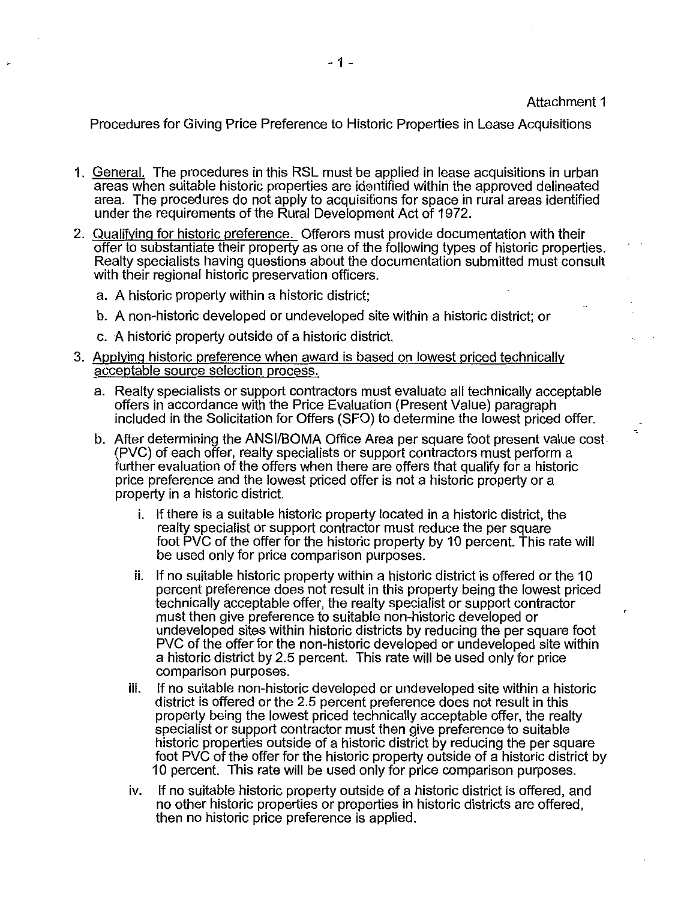Attachment 1

Procedures for Giving Price Preference to Historic Properties in Lease Acquisitions

1. General. The procedures in this RSL must be applied in lease acquisitions in urban areas when suitable historic properties are identified within the approved delineated area. The procedures do not apply to acquisitions for space in rural areas identified under the requirements of the Rural Development Act of 1972.

2. Qualifying for historic preference. Offerors must provide documentation with their offer to substantiate their property as one of the following types of historic properties. Realty specialists having questions about the documentation submitted must consult with their regional historic preservation officers.

   a. A historic property within a historic district;

   b. A non-historic developed or undeveloped site within a historic district; or

   c. A historic property outside of a historic district.

3. Applying historic preference when award is based on lowest priced technically acceptable source selection process.

   a. Realty specialists or support contractors must evaluate all technically acceptable offers in accordance with the Price Evaluation (Present Value) paragraph included in the Solicitation for Offers (SFO) to determine the lowest priced offer.

   b. After determining the ANSI/BOMA Office Area per square foot present value cost (PVC) of each offer, realty specialists or support contractors must perform a further evaluation of the offers when there are offers that qualify for a historic price preference and the lowest priced offer is not a historic property or a property in a historic district.

      i. If there is a suitable historic property located in a historic district, the realty specialist or support contractor must reduce the per square foot PVC of the offer for the historic property by 10 percent. This rate will be used only for price comparison purposes.

      ii. If no suitable historic property within a historic district is offered or the 10 percent preference does not result in this property being the lowest priced technically acceptable offer, the realty specialist or support contractor must then give preference to suitable non-historic developed or undeveloped sites within historic districts by reducing the per square foot PVC of the offer for the non-historic developed or undeveloped site within a historic district by 2.5 percent. This rate will be used only for price comparison purposes.

      iii. If no suitable non-historic developed or undeveloped site within a historic district is offered or the 2.5 percent preference does not result in this property being the lowest priced technically acceptable offer, the realty specialist or support contractor must then give preference to suitable historic properties outside of a historic district by reducing the per square foot PVC of the offer for the historic property outside of a historic district by 10 percent. This rate will be used only for price comparison purposes.

      iv. If no suitable historic property outside of a historic district is offered, and no other historic properties or properties in historic districts are offered, then no historic price preference is applied.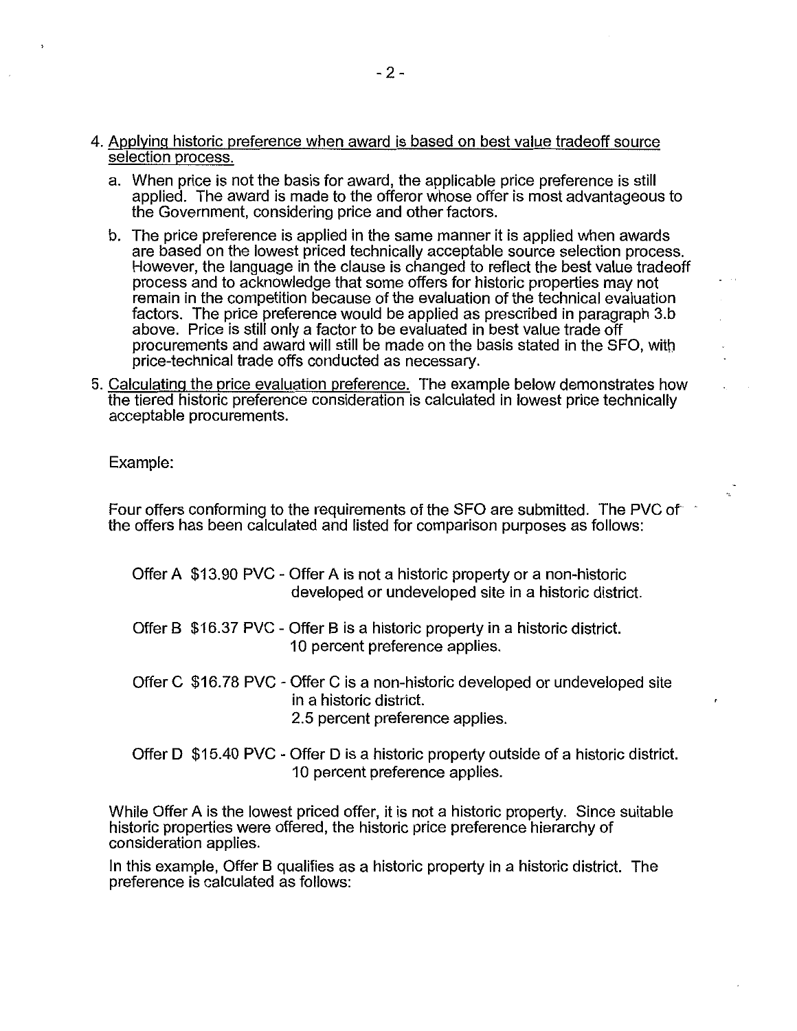4. Applying historic preference when award is based on best value tradeoff source selection process.

   a. When price is not the basis for award, the applicable price preference is still applied. The award is made to the offeror whose offer is most advantageous to the Government, considering price and other factors.

   b. The price preference is applied in the same manner it is applied when awards are based on the lowest priced technically acceptable source selection process. However, the language in the clause is changed to reflect the best value tradeoff process and to acknowledge that some offers for historic properties may not remain in the competition because of the evaluation of the technical evaluation factors. The price preference would be applied as prescribed in paragraph 3.b above. Price is still only a factor to be evaluated in best value trade off procurements and award will still be made on the basis stated in the SFO, with price-technical trade offs conducted as necessary.

5. Calculating the price evaluation preference. The example below demonstrates how the tiered historic preference consideration is calculated in lowest price technically acceptable procurements.

Example:

Four offers conforming to the requirements of the SFO are submitted. The PVC of the offers has been calculated and listed for comparison purposes as follows:

Offer A $13.90 PVC - Offer A is not a historic property or a non-historic developed or undeveloped site in a historic district.

Offer B $16.37 PVC - Offer B is a historic property in a historic district. 10 percent preference applies.

Offer C $16.78 PVC - Offer C is a non-historic developed or undeveloped site in a historic district. 2.5 percent preference applies.

Offer D $15.40 PVC - Offer D is a historic property outside of a historic district. 10 percent preference applies.

While Offer A is the lowest priced offer, it is not a historic property. Since suitable historic properties were offered, the historic price preference hierarchy of consideration applies.

In this example, Offer B qualifies as a historic property in a historic district. The preference is calculated as follows: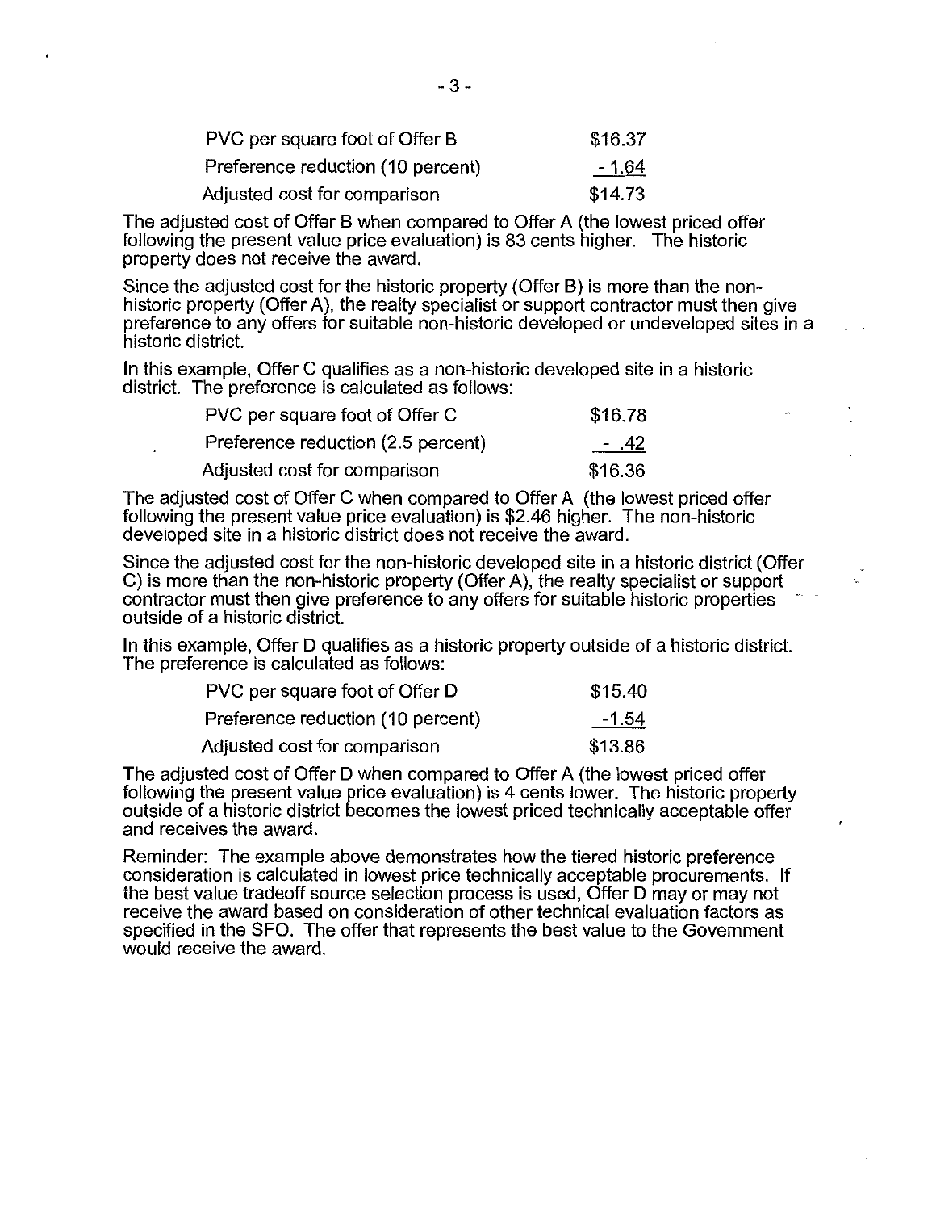| | |
|---|---|
| PVC per square foot of Offer B | $16.37 |
| Preference reduction (10 percent) | - 1.64 |
| Adjusted cost for comparison | $14.73 |

The adjusted cost of Offer B when compared to Offer A (the lowest priced offer following the present value price evaluation) is 83 cents higher. The historic property does not receive the award.

Since the adjusted cost for the historic property (Offer B) is more than the non-historic property (Offer A), the realty specialist or support contractor must then give preference to any offers for suitable non-historic developed or undeveloped sites in a historic district.

In this example, Offer C qualifies as a non-historic developed site in a historic district. The preference is calculated as follows:

| | |
|---|---|
| PVC per square foot of Offer C | $16.78 |
| Preference reduction (2.5 percent) | - .42 |
| Adjusted cost for comparison | $16.36 |

The adjusted cost of Offer C when compared to Offer A (the lowest priced offer following the present value price evaluation) is $2.46 higher. The non-historic developed site in a historic district does not receive the award.

Since the adjusted cost for the non-historic developed site in a historic district (Offer C) is more than the non-historic property (Offer A), the realty specialist or support contractor must then give preference to any offers for suitable historic properties outside of a historic district.

In this example, Offer D qualifies as a historic property outside of a historic district. The preference is calculated as follows:

| | |
|---|---|
| PVC per square foot of Offer D | $15.40 |
| Preference reduction (10 percent) | -1.54 |
| Adjusted cost for comparison | $13.86 |

The adjusted cost of Offer D when compared to Offer A (the lowest priced offer following the present value price evaluation) is 4 cents lower. The historic property outside of a historic district becomes the lowest priced technically acceptable offer and receives the award.

Reminder: The example above demonstrates how the tiered historic preference consideration is calculated in lowest price technically acceptable procurements. If the best value tradeoff source selection process is used, Offer D may or may not receive the award based on consideration of other technical evaluation factors as specified in the SFO. The offer that represents the best value to the Government would receive the award.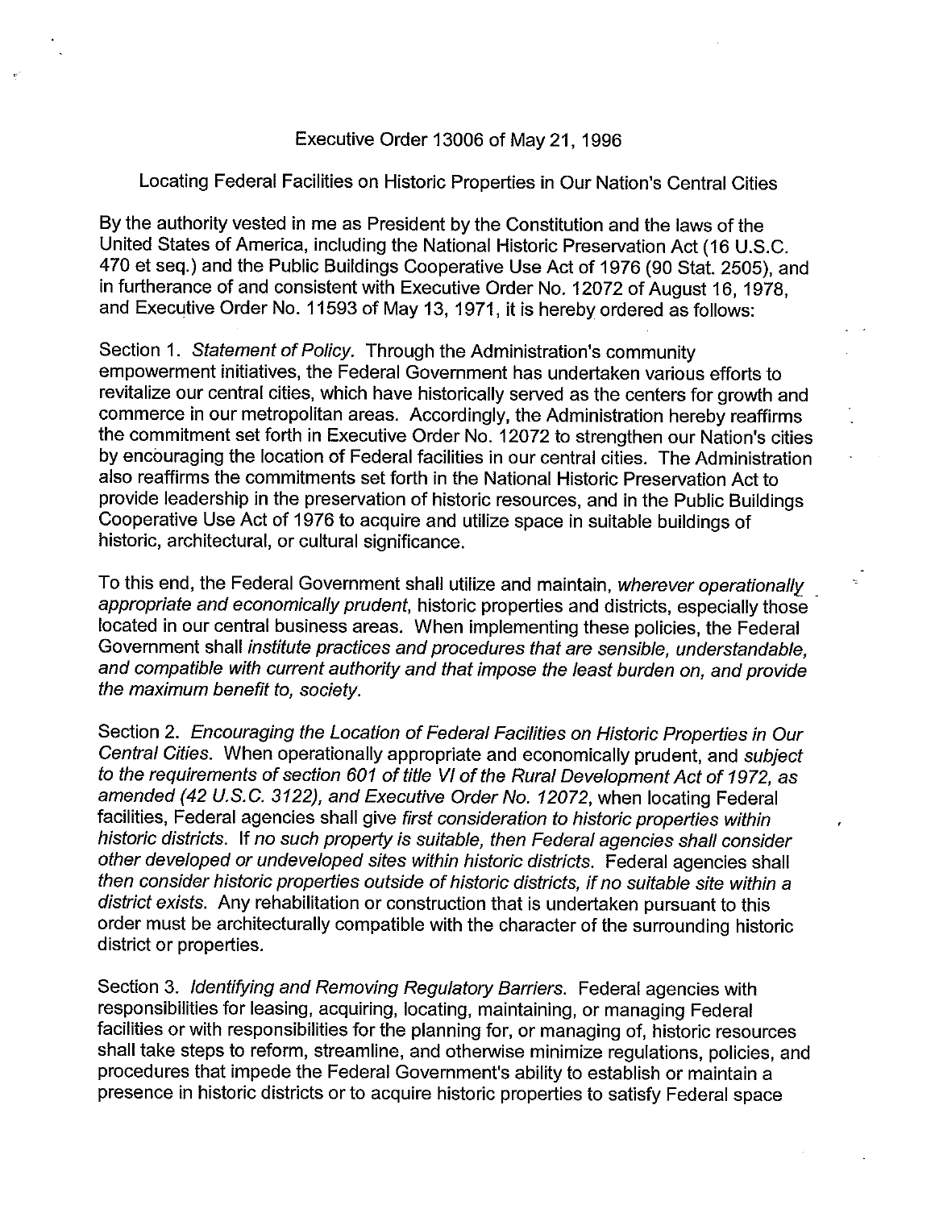Executive Order 13006 of May 21, 1996

Locating Federal Facilities on Historic Properties in Our Nation's Central Cities

By the authority vested in me as President by the Constitution and the laws of the United States of America, including the National Historic Preservation Act (16 U.S.C. 470 et seq.) and the Public Buildings Cooperative Use Act of 1976 (90 Stat. 2505), and in furtherance of and consistent with Executive Order No. 12072 of August 16, 1978, and Executive Order No. 11593 of May 13, 1971, it is hereby ordered as follows:

Section 1. *Statement of Policy.* Through the Administration's community empowerment initiatives, the Federal Government has undertaken various efforts to revitalize our central cities, which have historically served as the centers for growth and commerce in our metropolitan areas. Accordingly, the Administration hereby reaffirms the commitment set forth in Executive Order No. 12072 to strengthen our Nation's cities by encouraging the location of Federal facilities in our central cities. The Administration also reaffirms the commitments set forth in the National Historic Preservation Act to provide leadership in the preservation of historic resources, and in the Public Buildings Cooperative Use Act of 1976 to acquire and utilize space in suitable buildings of historic, architectural, or cultural significance.

To this end, the Federal Government shall utilize and maintain, *wherever operationally appropriate and economically prudent*, historic properties and districts, especially those located in our central business areas. When implementing these policies, the Federal Government shall *institute practices and procedures that are sensible, understandable, and compatible with current authority and that impose the least burden on, and provide the maximum benefit to, society.*

Section 2. *Encouraging the Location of Federal Facilities on Historic Properties in Our Central Cities.* When operationally appropriate and economically prudent, and *subject to the requirements of section 601 of title VI of the Rural Development Act of 1972, as amended (42 U.S.C. 3122), and Executive Order No. 12072*, when locating Federal facilities, Federal agencies shall give *first consideration to historic properties within historic districts. If no such property is suitable, then Federal agencies shall consider other developed or undeveloped sites within historic districts.* Federal agencies shall *then consider historic properties outside of historic districts, if no suitable site within a district exists.* Any rehabilitation or construction that is undertaken pursuant to this order must be architecturally compatible with the character of the surrounding historic district or properties.

Section 3. *Identifying and Removing Regulatory Barriers.* Federal agencies with responsibilities for leasing, acquiring, locating, maintaining, or managing Federal facilities or with responsibilities for the planning for, or managing of, historic resources shall take steps to reform, streamline, and otherwise minimize regulations, policies, and procedures that impede the Federal Government's ability to establish or maintain a presence in historic districts or to acquire historic properties to satisfy Federal space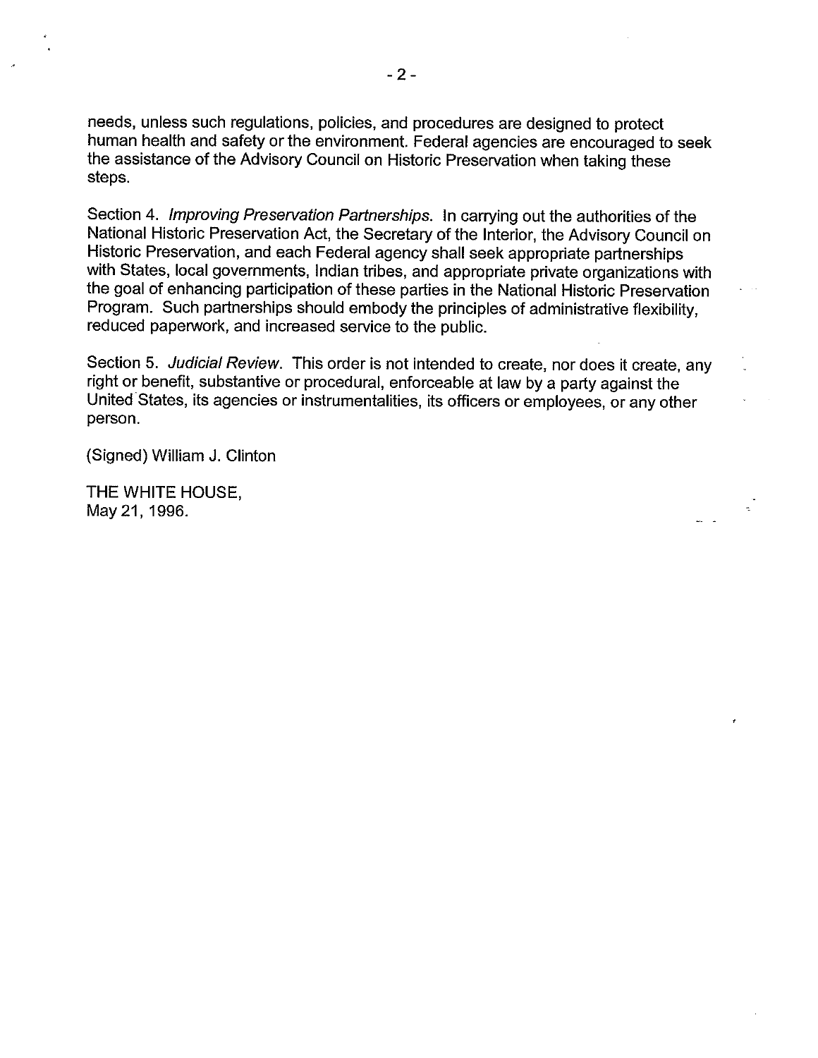needs, unless such regulations, policies, and procedures are designed to protect human health and safety or the environment. Federal agencies are encouraged to seek the assistance of the Advisory Council on Historic Preservation when taking these steps.

Section 4. *Improving Preservation Partnerships.* In carrying out the authorities of the National Historic Preservation Act, the Secretary of the Interior, the Advisory Council on Historic Preservation, and each Federal agency shall seek appropriate partnerships with States, local governments, Indian tribes, and appropriate private organizations with the goal of enhancing participation of these parties in the National Historic Preservation Program. Such partnerships should embody the principles of administrative flexibility, reduced paperwork, and increased service to the public.

Section 5. *Judicial Review.* This order is not intended to create, nor does it create, any right or benefit, substantive or procedural, enforceable at law by a party against the United States, its agencies or instrumentalities, its officers or employees, or any other person.

(Signed) William J. Clinton

THE WHITE HOUSE,
May 21, 1996.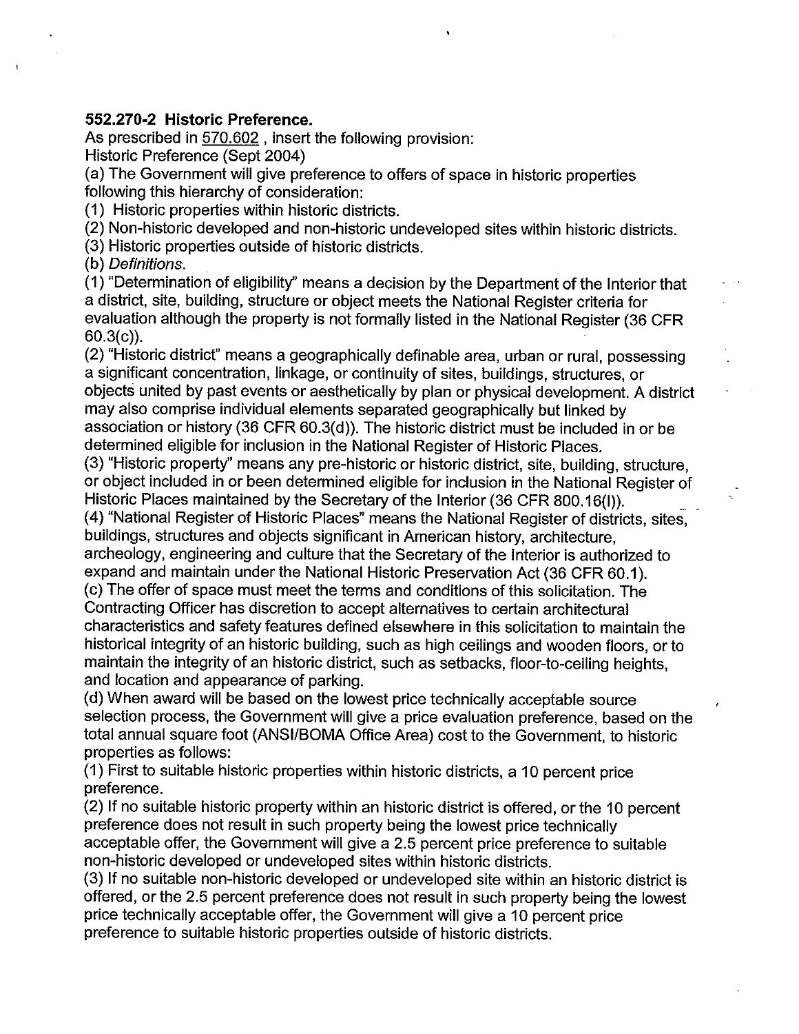**552.270-2 Historic Preference.**

As prescribed in 570.602 , insert the following provision:

Historic Preference (Sept 2004)

(a) The Government will give preference to offers of space in historic properties following this hierarchy of consideration:

(1) Historic properties within historic districts.

(2) Non-historic developed and non-historic undeveloped sites within historic districts.

(3) Historic properties outside of historic districts.

(b) *Definitions.*

(1) "Determination of eligibility" means a decision by the Department of the Interior that a district, site, building, structure or object meets the National Register criteria for evaluation although the property is not formally listed in the National Register (36 CFR 60.3(c)).

(2) "Historic district" means a geographically definable area, urban or rural, possessing a significant concentration, linkage, or continuity of sites, buildings, structures, or objects united by past events or aesthetically by plan or physical development. A district may also comprise individual elements separated geographically but linked by association or history (36 CFR 60.3(d)). The historic district must be included in or be determined eligible for inclusion in the National Register of Historic Places.

(3) "Historic property" means any pre-historic or historic district, site, building, structure, or object included in or been determined eligible for inclusion in the National Register of Historic Places maintained by the Secretary of the Interior (36 CFR 800.16(l)).

(4) "National Register of Historic Places" means the National Register of districts, sites, buildings, structures and objects significant in American history, architecture, archeology, engineering and culture that the Secretary of the Interior is authorized to expand and maintain under the National Historic Preservation Act (36 CFR 60.1).

(c) The offer of space must meet the terms and conditions of this solicitation. The Contracting Officer has discretion to accept alternatives to certain architectural characteristics and safety features defined elsewhere in this solicitation to maintain the historical integrity of an historic building, such as high ceilings and wooden floors, or to maintain the integrity of an historic district, such as setbacks, floor-to-ceiling heights, and location and appearance of parking.

(d) When award will be based on the lowest price technically acceptable source selection process, the Government will give a price evaluation preference, based on the total annual square foot (ANSI/BOMA Office Area) cost to the Government, to historic properties as follows:

(1) First to suitable historic properties within historic districts, a 10 percent price preference.

(2) If no suitable historic property within an historic district is offered, or the 10 percent preference does not result in such property being the lowest price technically acceptable offer, the Government will give a 2.5 percent price preference to suitable non-historic developed or undeveloped sites within historic districts.

(3) If no suitable non-historic developed or undeveloped site within an historic district is offered, or the 2.5 percent preference does not result in such property being the lowest price technically acceptable offer, the Government will give a 10 percent price preference to suitable historic properties outside of historic districts.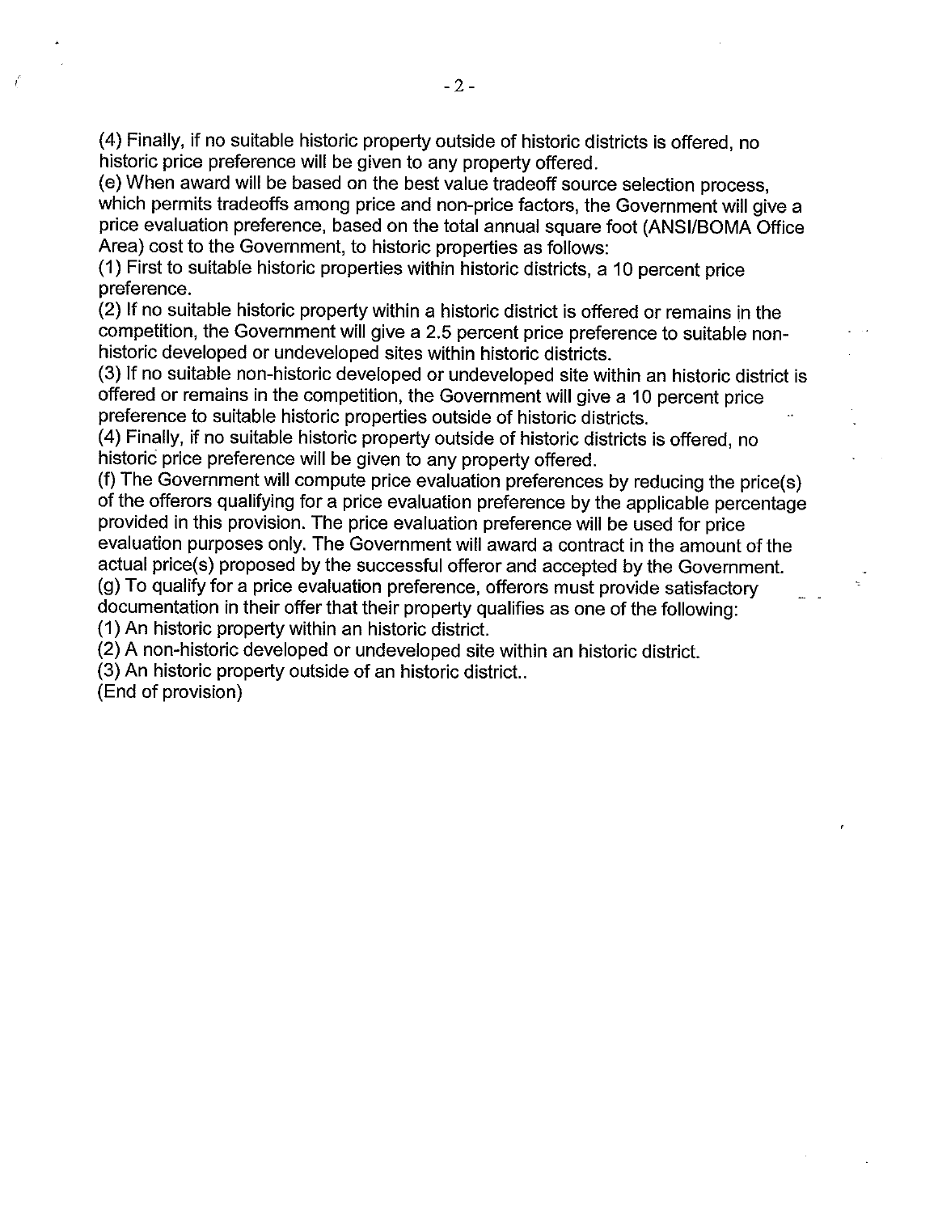(4) Finally, if no suitable historic property outside of historic districts is offered, no historic price preference will be given to any property offered.

(e) When award will be based on the best value tradeoff source selection process, which permits tradeoffs among price and non-price factors, the Government will give a price evaluation preference, based on the total annual square foot (ANSI/BOMA Office Area) cost to the Government, to historic properties as follows:

(1) First to suitable historic properties within historic districts, a 10 percent price preference.

(2) If no suitable historic property within a historic district is offered or remains in the competition, the Government will give a 2.5 percent price preference to suitable non-historic developed or undeveloped sites within historic districts.

(3) If no suitable non-historic developed or undeveloped site within an historic district is offered or remains in the competition, the Government will give a 10 percent price preference to suitable historic properties outside of historic districts.

(4) Finally, if no suitable historic property outside of historic districts is offered, no historic price preference will be given to any property offered.

(f) The Government will compute price evaluation preferences by reducing the price(s) of the offerors qualifying for a price evaluation preference by the applicable percentage provided in this provision. The price evaluation preference will be used for price evaluation purposes only. The Government will award a contract in the amount of the actual price(s) proposed by the successful offeror and accepted by the Government.

(g) To qualify for a price evaluation preference, offerors must provide satisfactory documentation in their offer that their property qualifies as one of the following:

(1) An historic property within an historic district.

(2) A non-historic developed or undeveloped site within an historic district.

(3) An historic property outside of an historic district..

(End of provision)